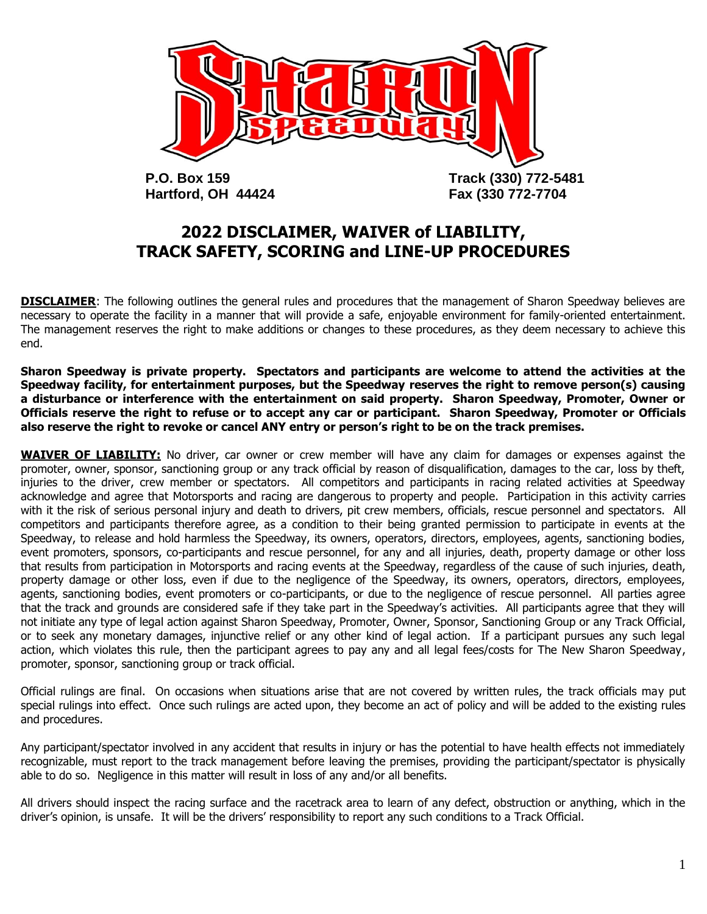**P.O. Box 159**
**Hartford, OH 44424**

**Track (330) 772-5481**
**Fax (330 772-7704**

# 2022 DISCLAIMER, WAIVER of LIABILITY, TRACK SAFETY, SCORING and LINE-UP PROCEDURES

**DISCLAIMER**: The following outlines the general rules and procedures that the management of Sharon Speedway believes are necessary to operate the facility in a manner that will provide a safe, enjoyable environment for family-oriented entertainment. The management reserves the right to make additions or changes to these procedures, as they deem necessary to achieve this end.

**Sharon Speedway is private property. Spectators and participants are welcome to attend the activities at the Speedway facility, for entertainment purposes, but the Speedway reserves the right to remove person(s) causing a disturbance or interference with the entertainment on said property. Sharon Speedway, Promoter, Owner or Officials reserve the right to refuse or to accept any car or participant. Sharon Speedway, Promoter or Officials also reserve the right to revoke or cancel ANY entry or person's right to be on the track premises.**

**WAIVER OF LIABILITY:** No driver, car owner or crew member will have any claim for damages or expenses against the promoter, owner, sponsor, sanctioning group or any track official by reason of disqualification, damages to the car, loss by theft, injuries to the driver, crew member or spectators. All competitors and participants in racing related activities at Speedway acknowledge and agree that Motorsports and racing are dangerous to property and people. Participation in this activity carries with it the risk of serious personal injury and death to drivers, pit crew members, officials, rescue personnel and spectators. All competitors and participants therefore agree, as a condition to their being granted permission to participate in events at the Speedway, to release and hold harmless the Speedway, its owners, operators, directors, employees, agents, sanctioning bodies, event promoters, sponsors, co-participants and rescue personnel, for any and all injuries, death, property damage or other loss that results from participation in Motorsports and racing events at the Speedway, regardless of the cause of such injuries, death, property damage or other loss, even if due to the negligence of the Speedway, its owners, operators, directors, employees, agents, sanctioning bodies, event promoters or co-participants, or due to the negligence of rescue personnel. All parties agree that the track and grounds are considered safe if they take part in the Speedway's activities. All participants agree that they will not initiate any type of legal action against Sharon Speedway, Promoter, Owner, Sponsor, Sanctioning Group or any Track Official, or to seek any monetary damages, injunctive relief or any other kind of legal action. If a participant pursues any such legal action, which violates this rule, then the participant agrees to pay any and all legal fees/costs for The New Sharon Speedway, promoter, sponsor, sanctioning group or track official.

Official rulings are final. On occasions when situations arise that are not covered by written rules, the track officials may put special rulings into effect. Once such rulings are acted upon, they become an act of policy and will be added to the existing rules and procedures.

Any participant/spectator involved in any accident that results in injury or has the potential to have health effects not immediately recognizable, must report to the track management before leaving the premises, providing the participant/spectator is physically able to do so. Negligence in this matter will result in loss of any and/or all benefits.

All drivers should inspect the racing surface and the racetrack area to learn of any defect, obstruction or anything, which in the driver's opinion, is unsafe. It will be the drivers' responsibility to report any such conditions to a Track Official.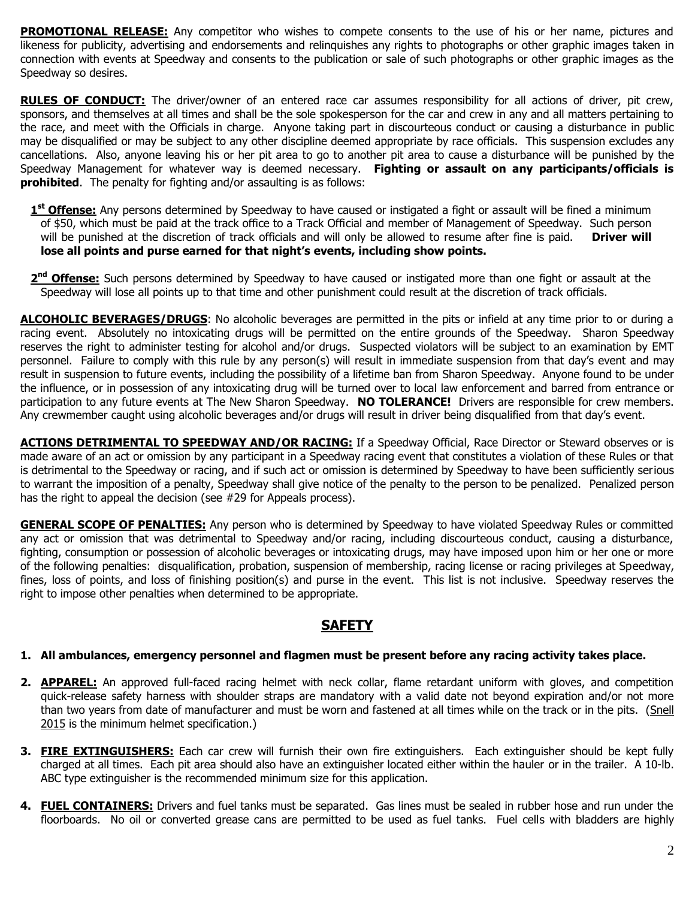**PROMOTIONAL RELEASE:** Any competitor who wishes to compete consents to the use of his or her name, pictures and likeness for publicity, advertising and endorsements and relinquishes any rights to photographs or other graphic images taken in connection with events at Speedway and consents to the publication or sale of such photographs or other graphic images as the Speedway so desires.

**RULES OF CONDUCT:** The driver/owner of an entered race car assumes responsibility for all actions of driver, pit crew, sponsors, and themselves at all times and shall be the sole spokesperson for the car and crew in any and all matters pertaining to the race, and meet with the Officials in charge. Anyone taking part in discourteous conduct or causing a disturbance in public may be disqualified or may be subject to any other discipline deemed appropriate by race officials. This suspension excludes any cancellations. Also, anyone leaving his or her pit area to go to another pit area to cause a disturbance will be punished by the Speedway Management for whatever way is deemed necessary. **Fighting or assault on any participants/officials is prohibited**. The penalty for fighting and/or assaulting is as follows:

**1st Offense:** Any persons determined by Speedway to have caused or instigated a fight or assault will be fined a minimum of $50, which must be paid at the track office to a Track Official and member of Management of Speedway. Such person will be punished at the discretion of track officials and will only be allowed to resume after fine is paid. **Driver will lose all points and purse earned for that night's events, including show points.**

**2nd Offense:** Such persons determined by Speedway to have caused or instigated more than one fight or assault at the Speedway will lose all points up to that time and other punishment could result at the discretion of track officials.

**ALCOHOLIC BEVERAGES/DRUGS**: No alcoholic beverages are permitted in the pits or infield at any time prior to or during a racing event. Absolutely no intoxicating drugs will be permitted on the entire grounds of the Speedway. Sharon Speedway reserves the right to administer testing for alcohol and/or drugs. Suspected violators will be subject to an examination by EMT personnel. Failure to comply with this rule by any person(s) will result in immediate suspension from that day's event and may result in suspension to future events, including the possibility of a lifetime ban from Sharon Speedway. Anyone found to be under the influence, or in possession of any intoxicating drug will be turned over to local law enforcement and barred from entrance or participation to any future events at The New Sharon Speedway. **NO TOLERANCE!** Drivers are responsible for crew members. Any crewmember caught using alcoholic beverages and/or drugs will result in driver being disqualified from that day's event.

**ACTIONS DETRIMENTAL TO SPEEDWAY AND/OR RACING:** If a Speedway Official, Race Director or Steward observes or is made aware of an act or omission by any participant in a Speedway racing event that constitutes a violation of these Rules or that is detrimental to the Speedway or racing, and if such act or omission is determined by Speedway to have been sufficiently serious to warrant the imposition of a penalty, Speedway shall give notice of the penalty to the person to be penalized. Penalized person has the right to appeal the decision (see #29 for Appeals process).

**GENERAL SCOPE OF PENALTIES:** Any person who is determined by Speedway to have violated Speedway Rules or committed any act or omission that was detrimental to Speedway and/or racing, including discourteous conduct, causing a disturbance, fighting, consumption or possession of alcoholic beverages or intoxicating drugs, may have imposed upon him or her one or more of the following penalties: disqualification, probation, suspension of membership, racing license or racing privileges at Speedway, fines, loss of points, and loss of finishing position(s) and purse in the event. This list is not inclusive. Speedway reserves the right to impose other penalties when determined to be appropriate.

## SAFETY

1. **All ambulances, emergency personnel and flagmen must be present before any racing activity takes place.**

2. **APPAREL:** An approved full-faced racing helmet with neck collar, flame retardant uniform with gloves, and competition quick-release safety harness with shoulder straps are mandatory with a valid date not beyond expiration and/or not more than two years from date of manufacturer and must be worn and fastened at all times while on the track or in the pits. (Snell 2015 is the minimum helmet specification.)

3. **FIRE EXTINGUISHERS:** Each car crew will furnish their own fire extinguishers. Each extinguisher should be kept fully charged at all times. Each pit area should also have an extinguisher located either within the hauler or in the trailer. A 10-lb. ABC type extinguisher is the recommended minimum size for this application.

4. **FUEL CONTAINERS:** Drivers and fuel tanks must be separated. Gas lines must be sealed in rubber hose and run under the floorboards. No oil or converted grease cans are permitted to be used as fuel tanks. Fuel cells with bladders are highly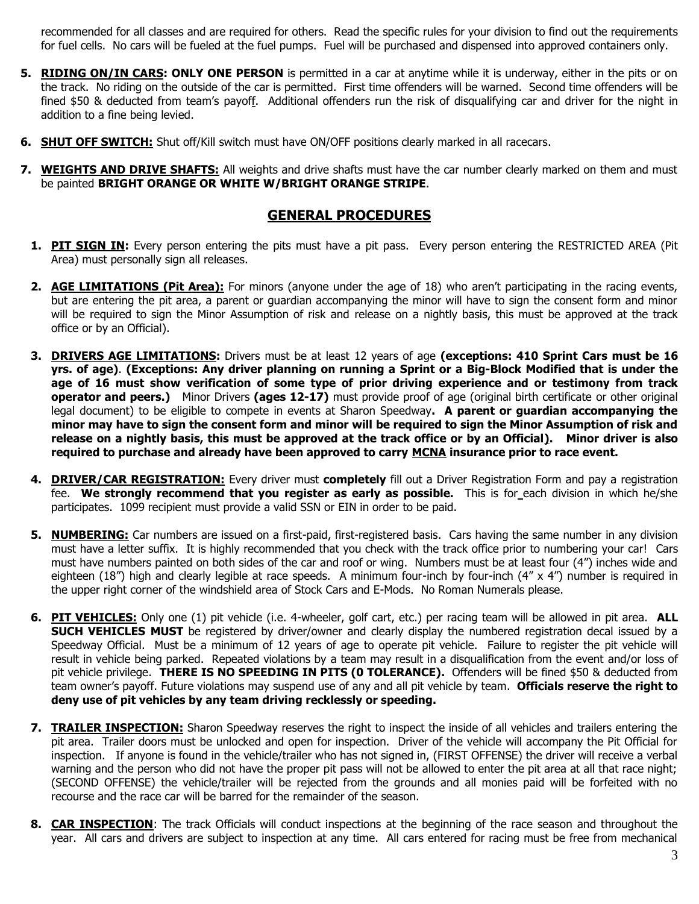recommended for all classes and are required for others. Read the specific rules for your division to find out the requirements for fuel cells. No cars will be fueled at the fuel pumps. Fuel will be purchased and dispensed into approved containers only.

5. **RIDING ON/IN CARS: ONLY ONE PERSON** is permitted in a car at anytime while it is underway, either in the pits or on the track. No riding on the outside of the car is permitted. First time offenders will be warned. Second time offenders will be fined $50 & deducted from team's payoff. Additional offenders run the risk of disqualifying car and driver for the night in addition to a fine being levied.

6. **SHUT OFF SWITCH:** Shut off/Kill switch must have ON/OFF positions clearly marked in all racecars.

7. **WEIGHTS AND DRIVE SHAFTS:** All weights and drive shafts must have the car number clearly marked on them and must be painted **BRIGHT ORANGE OR WHITE W/BRIGHT ORANGE STRIPE**.

## GENERAL PROCEDURES

1. **PIT SIGN IN:** Every person entering the pits must have a pit pass. Every person entering the RESTRICTED AREA (Pit Area) must personally sign all releases.

2. **AGE LIMITATIONS (Pit Area):** For minors (anyone under the age of 18) who aren't participating in the racing events, but are entering the pit area, a parent or guardian accompanying the minor will have to sign the consent form and minor will be required to sign the Minor Assumption of risk and release on a nightly basis, this must be approved at the track office or by an Official).

3. **DRIVERS AGE LIMITATIONS:** Drivers must be at least 12 years of age **(exceptions: 410 Sprint Cars must be 16 yrs. of age)**. **(Exceptions: Any driver planning on running a Sprint or a Big-Block Modified that is under the age of 16 must show verification of some type of prior driving experience and or testimony from track operator and peers.)** Minor Drivers **(ages 12-17)** must provide proof of age (original birth certificate or other original legal document) to be eligible to compete in events at Sharon Speedway**. A parent or guardian accompanying the minor may have to sign the consent form and minor will be required to sign the Minor Assumption of risk and release on a nightly basis, this must be approved at the track office or by an Official). Minor driver is also required to purchase and already have been approved to carry MCNA insurance prior to race event.**

4. **DRIVER/CAR REGISTRATION:** Every driver must **completely** fill out a Driver Registration Form and pay a registration fee. **We strongly recommend that you register as early as possible.** This is for each division in which he/she participates. 1099 recipient must provide a valid SSN or EIN in order to be paid.

5. **NUMBERING:** Car numbers are issued on a first-paid, first-registered basis. Cars having the same number in any division must have a letter suffix. It is highly recommended that you check with the track office prior to numbering your car! Cars must have numbers painted on both sides of the car and roof or wing. Numbers must be at least four (4") inches wide and eighteen (18") high and clearly legible at race speeds. A minimum four-inch by four-inch (4" x 4") number is required in the upper right corner of the windshield area of Stock Cars and E-Mods. No Roman Numerals please.

6. **PIT VEHICLES:** Only one (1) pit vehicle (i.e. 4-wheeler, golf cart, etc.) per racing team will be allowed in pit area. **ALL SUCH VEHICLES MUST** be registered by driver/owner and clearly display the numbered registration decal issued by a Speedway Official. Must be a minimum of 12 years of age to operate pit vehicle. Failure to register the pit vehicle will result in vehicle being parked. Repeated violations by a team may result in a disqualification from the event and/or loss of pit vehicle privilege. **THERE IS NO SPEEDING IN PITS (0 TOLERANCE).** Offenders will be fined $50 & deducted from team owner's payoff. Future violations may suspend use of any and all pit vehicle by team. **Officials reserve the right to deny use of pit vehicles by any team driving recklessly or speeding.**

7. **TRAILER INSPECTION:** Sharon Speedway reserves the right to inspect the inside of all vehicles and trailers entering the pit area. Trailer doors must be unlocked and open for inspection. Driver of the vehicle will accompany the Pit Official for inspection. If anyone is found in the vehicle/trailer who has not signed in, (FIRST OFFENSE) the driver will receive a verbal warning and the person who did not have the proper pit pass will not be allowed to enter the pit area at all that race night; (SECOND OFFENSE) the vehicle/trailer will be rejected from the grounds and all monies paid will be forfeited with no recourse and the race car will be barred for the remainder of the season.

8. **CAR INSPECTION**: The track Officials will conduct inspections at the beginning of the race season and throughout the year. All cars and drivers are subject to inspection at any time. All cars entered for racing must be free from mechanical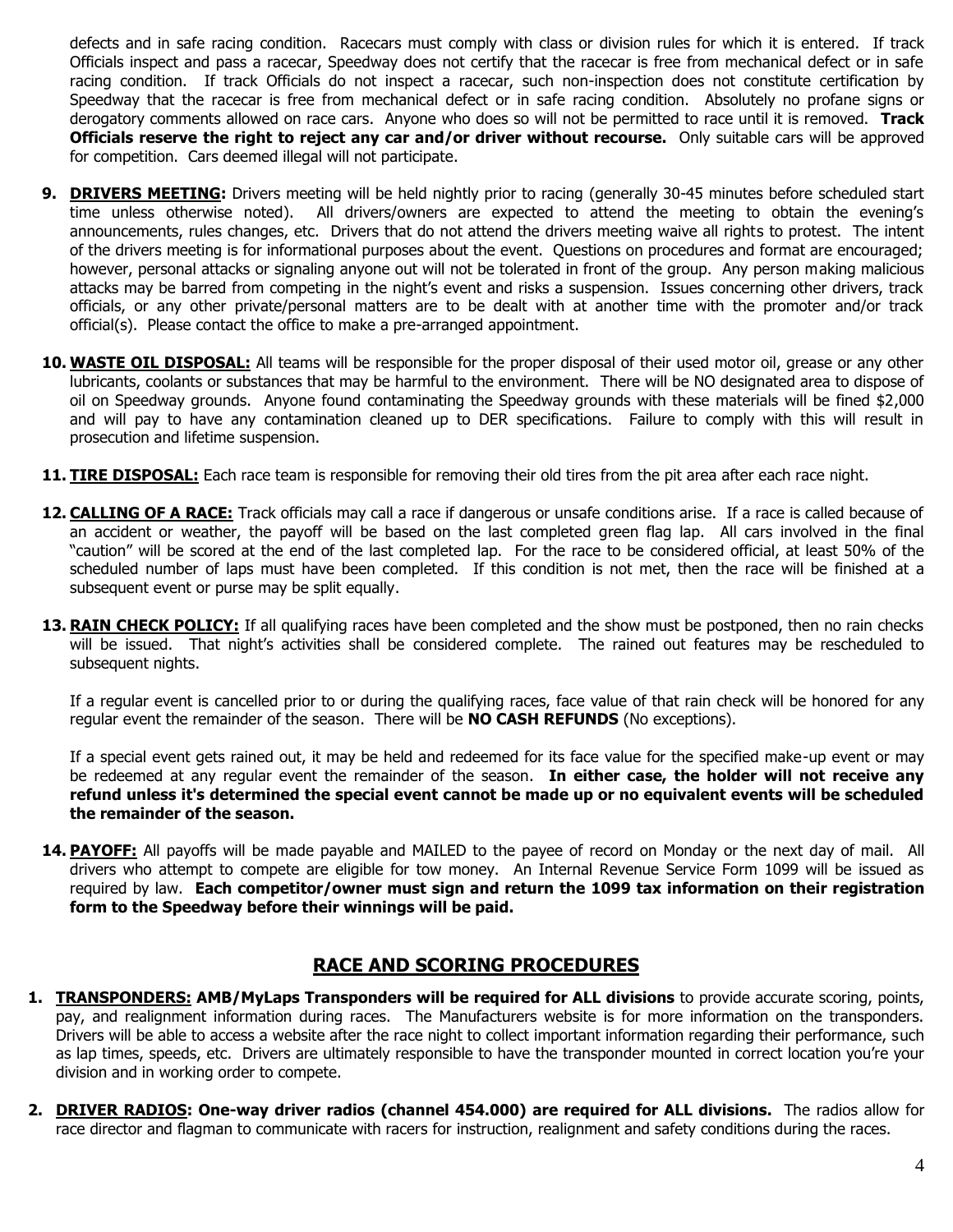defects and in safe racing condition. Racecars must comply with class or division rules for which it is entered. If track Officials inspect and pass a racecar, Speedway does not certify that the racecar is free from mechanical defect or in safe racing condition. If track Officials do not inspect a racecar, such non-inspection does not constitute certification by Speedway that the racecar is free from mechanical defect or in safe racing condition. Absolutely no profane signs or derogatory comments allowed on race cars. Anyone who does so will not be permitted to race until it is removed. **Track Officials reserve the right to reject any car and/or driver without recourse.** Only suitable cars will be approved for competition. Cars deemed illegal will not participate.

9. **DRIVERS MEETING:** Drivers meeting will be held nightly prior to racing (generally 30-45 minutes before scheduled start time unless otherwise noted). All drivers/owners are expected to attend the meeting to obtain the evening's announcements, rules changes, etc. Drivers that do not attend the drivers meeting waive all rights to protest. The intent of the drivers meeting is for informational purposes about the event. Questions on procedures and format are encouraged; however, personal attacks or signaling anyone out will not be tolerated in front of the group. Any person making malicious attacks may be barred from competing in the night's event and risks a suspension. Issues concerning other drivers, track officials, or any other private/personal matters are to be dealt with at another time with the promoter and/or track official(s). Please contact the office to make a pre-arranged appointment.

10. **WASTE OIL DISPOSAL:** All teams will be responsible for the proper disposal of their used motor oil, grease or any other lubricants, coolants or substances that may be harmful to the environment. There will be NO designated area to dispose of oil on Speedway grounds. Anyone found contaminating the Speedway grounds with these materials will be fined $2,000 and will pay to have any contamination cleaned up to DER specifications. Failure to comply with this will result in prosecution and lifetime suspension.

11. **TIRE DISPOSAL:** Each race team is responsible for removing their old tires from the pit area after each race night.

12. **CALLING OF A RACE:** Track officials may call a race if dangerous or unsafe conditions arise. If a race is called because of an accident or weather, the payoff will be based on the last completed green flag lap. All cars involved in the final "caution" will be scored at the end of the last completed lap. For the race to be considered official, at least 50% of the scheduled number of laps must have been completed. If this condition is not met, then the race will be finished at a subsequent event or purse may be split equally.

13. **RAIN CHECK POLICY:** If all qualifying races have been completed and the show must be postponed, then no rain checks will be issued. That night's activities shall be considered complete. The rained out features may be rescheduled to subsequent nights.

    If a regular event is cancelled prior to or during the qualifying races, face value of that rain check will be honored for any regular event the remainder of the season. There will be **NO CASH REFUNDS** (No exceptions).

    If a special event gets rained out, it may be held and redeemed for its face value for the specified make-up event or may be redeemed at any regular event the remainder of the season. **In either case, the holder will not receive any refund unless it's determined the special event cannot be made up or no equivalent events will be scheduled the remainder of the season.**

14. **PAYOFF:** All payoffs will be made payable and MAILED to the payee of record on Monday or the next day of mail. All drivers who attempt to compete are eligible for tow money. An Internal Revenue Service Form 1099 will be issued as required by law. **Each competitor/owner must sign and return the 1099 tax information on their registration form to the Speedway before their winnings will be paid.**

## RACE AND SCORING PROCEDURES

1. **TRANSPONDERS: AMB/MyLaps Transponders will be required for ALL divisions** to provide accurate scoring, points, pay, and realignment information during races. The Manufacturers website is for more information on the transponders. Drivers will be able to access a website after the race night to collect important information regarding their performance, such as lap times, speeds, etc. Drivers are ultimately responsible to have the transponder mounted in correct location you're your division and in working order to compete.

2. **DRIVER RADIOS: One-way driver radios (channel 454.000) are required for ALL divisions.** The radios allow for race director and flagman to communicate with racers for instruction, realignment and safety conditions during the races.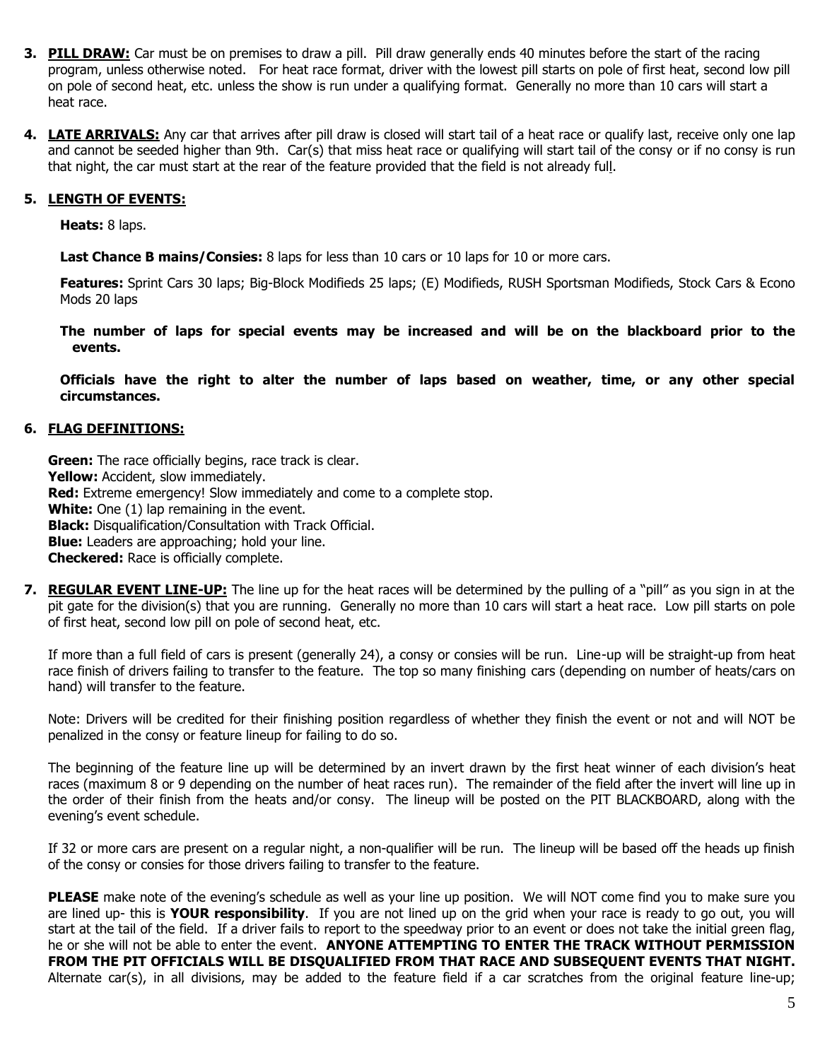3. **PILL DRAW:** Car must be on premises to draw a pill. Pill draw generally ends 40 minutes before the start of the racing program, unless otherwise noted. For heat race format, driver with the lowest pill starts on pole of first heat, second low pill on pole of second heat, etc. unless the show is run under a qualifying format. Generally no more than 10 cars will start a heat race.

4. **LATE ARRIVALS:** Any car that arrives after pill draw is closed will start tail of a heat race or qualify last, receive only one lap and cannot be seeded higher than 9th. Car(s) that miss heat race or qualifying will start tail of the consy or if no consy is run that night, the car must start at the rear of the feature provided that the field is not already full.

5. **LENGTH OF EVENTS:**

   **Heats:** 8 laps.

   **Last Chance B mains/Consies:** 8 laps for less than 10 cars or 10 laps for 10 or more cars.

   **Features:** Sprint Cars 30 laps; Big-Block Modifieds 25 laps; (E) Modifieds, RUSH Sportsman Modifieds, Stock Cars & Econo Mods 20 laps

   **The number of laps for special events may be increased and will be on the blackboard prior to the events.**

   **Officials have the right to alter the number of laps based on weather, time, or any other special circumstances.**

6. **FLAG DEFINITIONS:**

   **Green:** The race officially begins, race track is clear.
   **Yellow:** Accident, slow immediately.
   **Red:** Extreme emergency! Slow immediately and come to a complete stop.
   **White:** One (1) lap remaining in the event.
   **Black:** Disqualification/Consultation with Track Official.
   **Blue:** Leaders are approaching; hold your line.
   **Checkered:** Race is officially complete.

7. **REGULAR EVENT LINE-UP:** The line up for the heat races will be determined by the pulling of a "pill" as you sign in at the pit gate for the division(s) that you are running. Generally no more than 10 cars will start a heat race. Low pill starts on pole of first heat, second low pill on pole of second heat, etc.

   If more than a full field of cars is present (generally 24), a consy or consies will be run. Line-up will be straight-up from heat race finish of drivers failing to transfer to the feature. The top so many finishing cars (depending on number of heats/cars on hand) will transfer to the feature.

   Note: Drivers will be credited for their finishing position regardless of whether they finish the event or not and will NOT be penalized in the consy or feature lineup for failing to do so.

   The beginning of the feature line up will be determined by an invert drawn by the first heat winner of each division's heat races (maximum 8 or 9 depending on the number of heat races run). The remainder of the field after the invert will line up in the order of their finish from the heats and/or consy. The lineup will be posted on the PIT BLACKBOARD, along with the evening's event schedule.

   If 32 or more cars are present on a regular night, a non-qualifier will be run. The lineup will be based off the heads up finish of the consy or consies for those drivers failing to transfer to the feature.

   **PLEASE** make note of the evening's schedule as well as your line up position. We will NOT come find you to make sure you are lined up- this is **YOUR responsibility**. If you are not lined up on the grid when your race is ready to go out, you will start at the tail of the field. If a driver fails to report to the speedway prior to an event or does not take the initial green flag, he or she will not be able to enter the event. **ANYONE ATTEMPTING TO ENTER THE TRACK WITHOUT PERMISSION FROM THE PIT OFFICIALS WILL BE DISQUALIFIED FROM THAT RACE AND SUBSEQUENT EVENTS THAT NIGHT.** Alternate car(s), in all divisions, may be added to the feature field if a car scratches from the original feature line-up;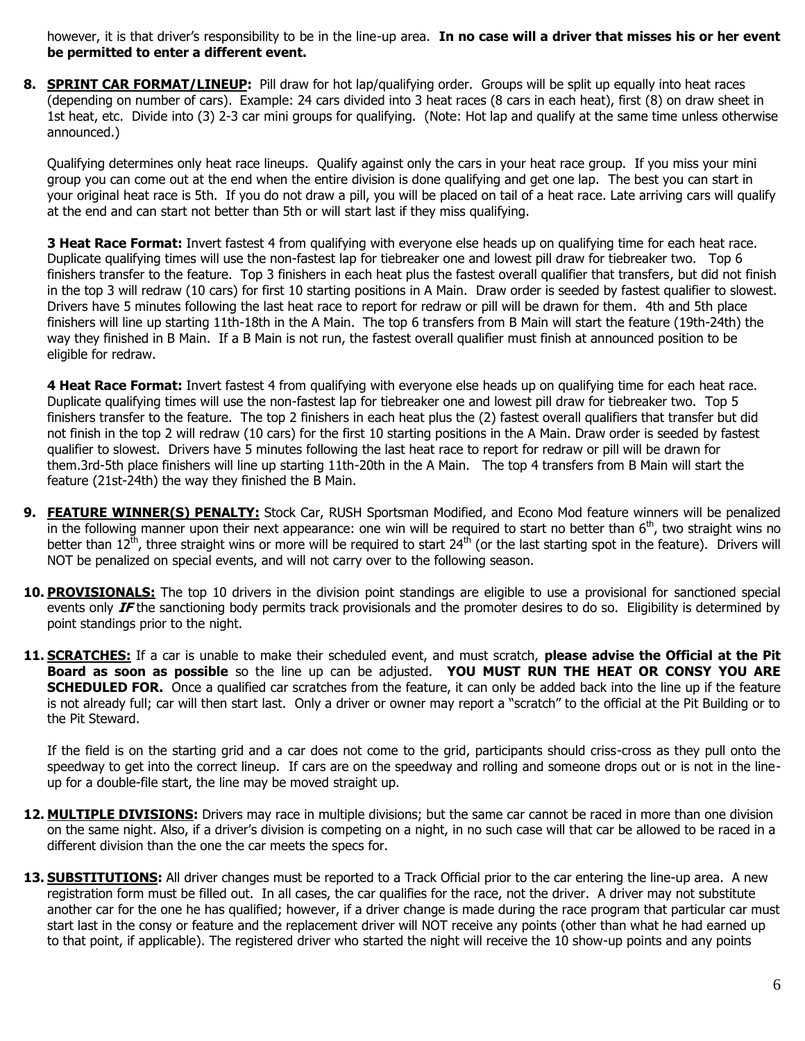however, it is that driver's responsibility to be in the line-up area. **In no case will a driver that misses his or her event be permitted to enter a different event.**

8. **SPRINT CAR FORMAT/LINEUP:** Pill draw for hot lap/qualifying order. Groups will be split up equally into heat races (depending on number of cars). Example: 24 cars divided into 3 heat races (8 cars in each heat), first (8) on draw sheet in 1st heat, etc. Divide into (3) 2-3 car mini groups for qualifying. (Note: Hot lap and qualify at the same time unless otherwise announced.)

   Qualifying determines only heat race lineups. Qualify against only the cars in your heat race group. If you miss your mini group you can come out at the end when the entire division is done qualifying and get one lap. The best you can start in your original heat race is 5th. If you do not draw a pill, you will be placed on tail of a heat race. Late arriving cars will qualify at the end and can start not better than 5th or will start last if they miss qualifying.

   **3 Heat Race Format:** Invert fastest 4 from qualifying with everyone else heads up on qualifying time for each heat race. Duplicate qualifying times will use the non-fastest lap for tiebreaker one and lowest pill draw for tiebreaker two. Top 6 finishers transfer to the feature. Top 3 finishers in each heat plus the fastest overall qualifier that transfers, but did not finish in the top 3 will redraw (10 cars) for first 10 starting positions in A Main. Draw order is seeded by fastest qualifier to slowest. Drivers have 5 minutes following the last heat race to report for redraw or pill will be drawn for them. 4th and 5th place finishers will line up starting 11th-18th in the A Main. The top 6 transfers from B Main will start the feature (19th-24th) the way they finished in B Main. If a B Main is not run, the fastest overall qualifier must finish at announced position to be eligible for redraw.

   **4 Heat Race Format:** Invert fastest 4 from qualifying with everyone else heads up on qualifying time for each heat race. Duplicate qualifying times will use the non-fastest lap for tiebreaker one and lowest pill draw for tiebreaker two. Top 5 finishers transfer to the feature. The top 2 finishers in each heat plus the (2) fastest overall qualifiers that transfer but did not finish in the top 2 will redraw (10 cars) for the first 10 starting positions in the A Main. Draw order is seeded by fastest qualifier to slowest. Drivers have 5 minutes following the last heat race to report for redraw or pill will be drawn for them.3rd-5th place finishers will line up starting 11th-20th in the A Main. The top 4 transfers from B Main will start the feature (21st-24th) the way they finished the B Main.

9. **FEATURE WINNER(S) PENALTY:** Stock Car, RUSH Sportsman Modified, and Econo Mod feature winners will be penalized in the following manner upon their next appearance: one win will be required to start no better than 6th, two straight wins no better than 12th, three straight wins or more will be required to start 24th (or the last starting spot in the feature). Drivers will NOT be penalized on special events, and will not carry over to the following season.

10. **PROVISIONALS:** The top 10 drivers in the division point standings are eligible to use a provisional for sanctioned special events only ***IF*** the sanctioning body permits track provisionals and the promoter desires to do so. Eligibility is determined by point standings prior to the night.

11. **SCRATCHES:** If a car is unable to make their scheduled event, and must scratch, **please advise the Official at the Pit Board as soon as possible** so the line up can be adjusted. **YOU MUST RUN THE HEAT OR CONSY YOU ARE SCHEDULED FOR.** Once a qualified car scratches from the feature, it can only be added back into the line up if the feature is not already full; car will then start last. Only a driver or owner may report a "scratch" to the official at the Pit Building or to the Pit Steward.

    If the field is on the starting grid and a car does not come to the grid, participants should criss-cross as they pull onto the speedway to get into the correct lineup. If cars are on the speedway and rolling and someone drops out or is not in the line-up for a double-file start, the line may be moved straight up.

12. **MULTIPLE DIVISIONS:** Drivers may race in multiple divisions; but the same car cannot be raced in more than one division on the same night. Also, if a driver's division is competing on a night, in no such case will that car be allowed to be raced in a different division than the one the car meets the specs for.

13. **SUBSTITUTIONS:** All driver changes must be reported to a Track Official prior to the car entering the line-up area. A new registration form must be filled out. In all cases, the car qualifies for the race, not the driver. A driver may not substitute another car for the one he has qualified; however, if a driver change is made during the race program that particular car must start last in the consy or feature and the replacement driver will NOT receive any points (other than what he had earned up to that point, if applicable). The registered driver who started the night will receive the 10 show-up points and any points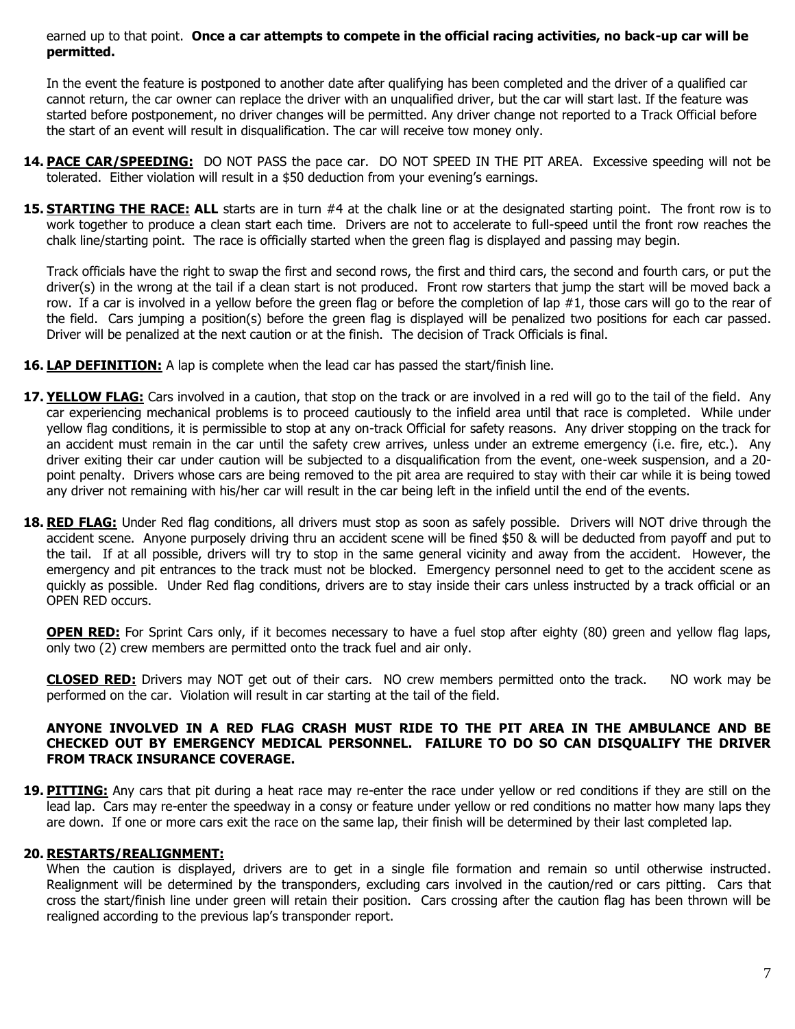earned up to that point. **Once a car attempts to compete in the official racing activities, no back-up car will be permitted.**

In the event the feature is postponed to another date after qualifying has been completed and the driver of a qualified car cannot return, the car owner can replace the driver with an unqualified driver, but the car will start last. If the feature was started before postponement, no driver changes will be permitted. Any driver change not reported to a Track Official before the start of an event will result in disqualification. The car will receive tow money only.

14. **PACE CAR/SPEEDING:** DO NOT PASS the pace car. DO NOT SPEED IN THE PIT AREA. Excessive speeding will not be tolerated. Either violation will result in a $50 deduction from your evening's earnings.

15. **STARTING THE RACE: ALL** starts are in turn #4 at the chalk line or at the designated starting point. The front row is to work together to produce a clean start each time. Drivers are not to accelerate to full-speed until the front row reaches the chalk line/starting point. The race is officially started when the green flag is displayed and passing may begin.

    Track officials have the right to swap the first and second rows, the first and third cars, the second and fourth cars, or put the driver(s) in the wrong at the tail if a clean start is not produced. Front row starters that jump the start will be moved back a row. If a car is involved in a yellow before the green flag or before the completion of lap #1, those cars will go to the rear of the field. Cars jumping a position(s) before the green flag is displayed will be penalized two positions for each car passed. Driver will be penalized at the next caution or at the finish. The decision of Track Officials is final.

16. **LAP DEFINITION:** A lap is complete when the lead car has passed the start/finish line.

17. **YELLOW FLAG:** Cars involved in a caution, that stop on the track or are involved in a red will go to the tail of the field. Any car experiencing mechanical problems is to proceed cautiously to the infield area until that race is completed. While under yellow flag conditions, it is permissible to stop at any on-track Official for safety reasons. Any driver stopping on the track for an accident must remain in the car until the safety crew arrives, unless under an extreme emergency (i.e. fire, etc.). Any driver exiting their car under caution will be subjected to a disqualification from the event, one-week suspension, and a 20-point penalty. Drivers whose cars are being removed to the pit area are required to stay with their car while it is being towed any driver not remaining with his/her car will result in the car being left in the infield until the end of the events.

18. **RED FLAG:** Under Red flag conditions, all drivers must stop as soon as safely possible. Drivers will NOT drive through the accident scene. Anyone purposely driving thru an accident scene will be fined $50 & will be deducted from payoff and put to the tail. If at all possible, drivers will try to stop in the same general vicinity and away from the accident. However, the emergency and pit entrances to the track must not be blocked. Emergency personnel need to get to the accident scene as quickly as possible. Under Red flag conditions, drivers are to stay inside their cars unless instructed by a track official or an OPEN RED occurs.

    **OPEN RED:** For Sprint Cars only, if it becomes necessary to have a fuel stop after eighty (80) green and yellow flag laps, only two (2) crew members are permitted onto the track fuel and air only.

    **CLOSED RED:** Drivers may NOT get out of their cars. NO crew members permitted onto the track. NO work may be performed on the car. Violation will result in car starting at the tail of the field.

    **ANYONE INVOLVED IN A RED FLAG CRASH MUST RIDE TO THE PIT AREA IN THE AMBULANCE AND BE CHECKED OUT BY EMERGENCY MEDICAL PERSONNEL. FAILURE TO DO SO CAN DISQUALIFY THE DRIVER FROM TRACK INSURANCE COVERAGE.**

19. **PITTING:** Any cars that pit during a heat race may re-enter the race under yellow or red conditions if they are still on the lead lap. Cars may re-enter the speedway in a consy or feature under yellow or red conditions no matter how many laps they are down. If one or more cars exit the race on the same lap, their finish will be determined by their last completed lap.

20. **RESTARTS/REALIGNMENT:**
    When the caution is displayed, drivers are to get in a single file formation and remain so until otherwise instructed. Realignment will be determined by the transponders, excluding cars involved in the caution/red or cars pitting. Cars that cross the start/finish line under green will retain their position. Cars crossing after the caution flag has been thrown will be realigned according to the previous lap's transponder report.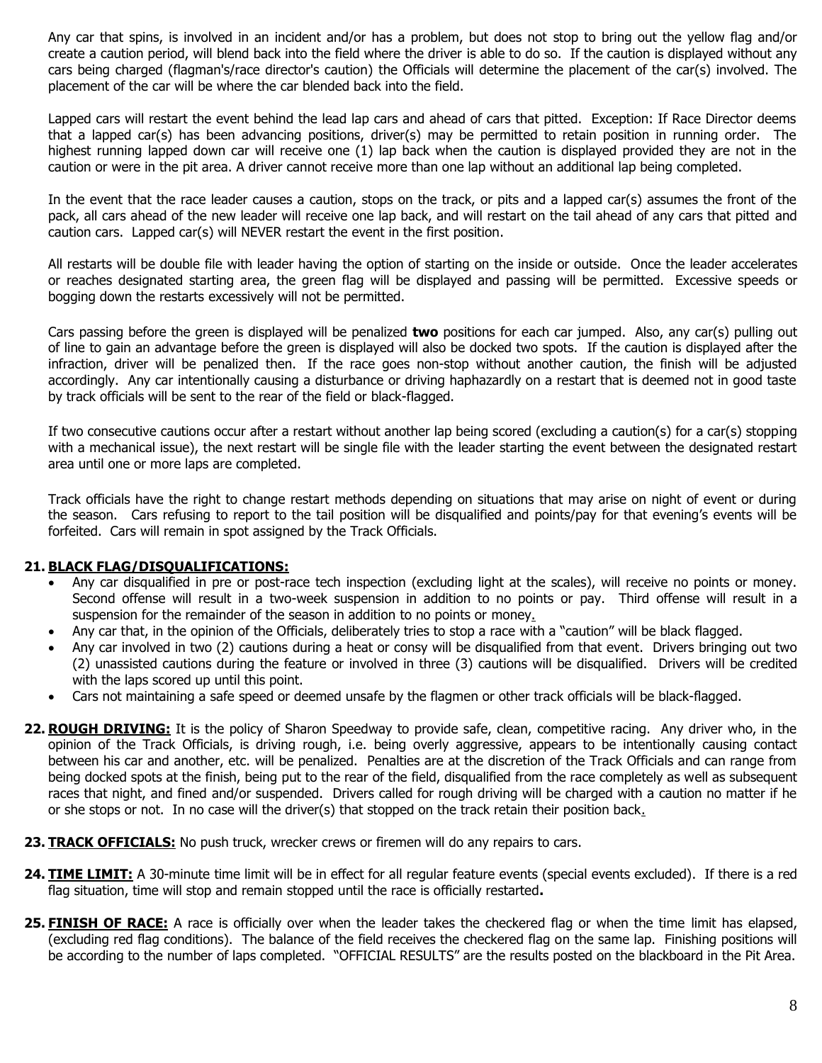Any car that spins, is involved in an incident and/or has a problem, but does not stop to bring out the yellow flag and/or create a caution period, will blend back into the field where the driver is able to do so. If the caution is displayed without any cars being charged (flagman's/race director's caution) the Officials will determine the placement of the car(s) involved. The placement of the car will be where the car blended back into the field.

Lapped cars will restart the event behind the lead lap cars and ahead of cars that pitted. Exception: If Race Director deems that a lapped car(s) has been advancing positions, driver(s) may be permitted to retain position in running order. The highest running lapped down car will receive one (1) lap back when the caution is displayed provided they are not in the caution or were in the pit area. A driver cannot receive more than one lap without an additional lap being completed.

In the event that the race leader causes a caution, stops on the track, or pits and a lapped car(s) assumes the front of the pack, all cars ahead of the new leader will receive one lap back, and will restart on the tail ahead of any cars that pitted and caution cars. Lapped car(s) will NEVER restart the event in the first position.

All restarts will be double file with leader having the option of starting on the inside or outside. Once the leader accelerates or reaches designated starting area, the green flag will be displayed and passing will be permitted. Excessive speeds or bogging down the restarts excessively will not be permitted.

Cars passing before the green is displayed will be penalized **two** positions for each car jumped. Also, any car(s) pulling out of line to gain an advantage before the green is displayed will also be docked two spots. If the caution is displayed after the infraction, driver will be penalized then. If the race goes non-stop without another caution, the finish will be adjusted accordingly. Any car intentionally causing a disturbance or driving haphazardly on a restart that is deemed not in good taste by track officials will be sent to the rear of the field or black-flagged.

If two consecutive cautions occur after a restart without another lap being scored (excluding a caution(s) for a car(s) stopping with a mechanical issue), the next restart will be single file with the leader starting the event between the designated restart area until one or more laps are completed.

Track officials have the right to change restart methods depending on situations that may arise on night of event or during the season. Cars refusing to report to the tail position will be disqualified and points/pay for that evening's events will be forfeited. Cars will remain in spot assigned by the Track Officials.

**21. BLACK FLAG/DISQUALIFICATIONS:**

- Any car disqualified in pre or post-race tech inspection (excluding light at the scales), will receive no points or money. Second offense will result in a two-week suspension in addition to no points or pay. Third offense will result in a suspension for the remainder of the season in addition to no points or money.
- Any car that, in the opinion of the Officials, deliberately tries to stop a race with a "caution" will be black flagged.
- Any car involved in two (2) cautions during a heat or consy will be disqualified from that event. Drivers bringing out two (2) unassisted cautions during the feature or involved in three (3) cautions will be disqualified. Drivers will be credited with the laps scored up until this point.
- Cars not maintaining a safe speed or deemed unsafe by the flagmen or other track officials will be black-flagged.

**22. ROUGH DRIVING:** It is the policy of Sharon Speedway to provide safe, clean, competitive racing. Any driver who, in the opinion of the Track Officials, is driving rough, i.e. being overly aggressive, appears to be intentionally causing contact between his car and another, etc. will be penalized. Penalties are at the discretion of the Track Officials and can range from being docked spots at the finish, being put to the rear of the field, disqualified from the race completely as well as subsequent races that night, and fined and/or suspended. Drivers called for rough driving will be charged with a caution no matter if he or she stops or not. In no case will the driver(s) that stopped on the track retain their position back.

**23. TRACK OFFICIALS:** No push truck, wrecker crews or firemen will do any repairs to cars.

**24. TIME LIMIT:** A 30-minute time limit will be in effect for all regular feature events (special events excluded). If there is a red flag situation, time will stop and remain stopped until the race is officially restarted**.**

**25. FINISH OF RACE:** A race is officially over when the leader takes the checkered flag or when the time limit has elapsed, (excluding red flag conditions). The balance of the field receives the checkered flag on the same lap. Finishing positions will be according to the number of laps completed. "OFFICIAL RESULTS" are the results posted on the blackboard in the Pit Area.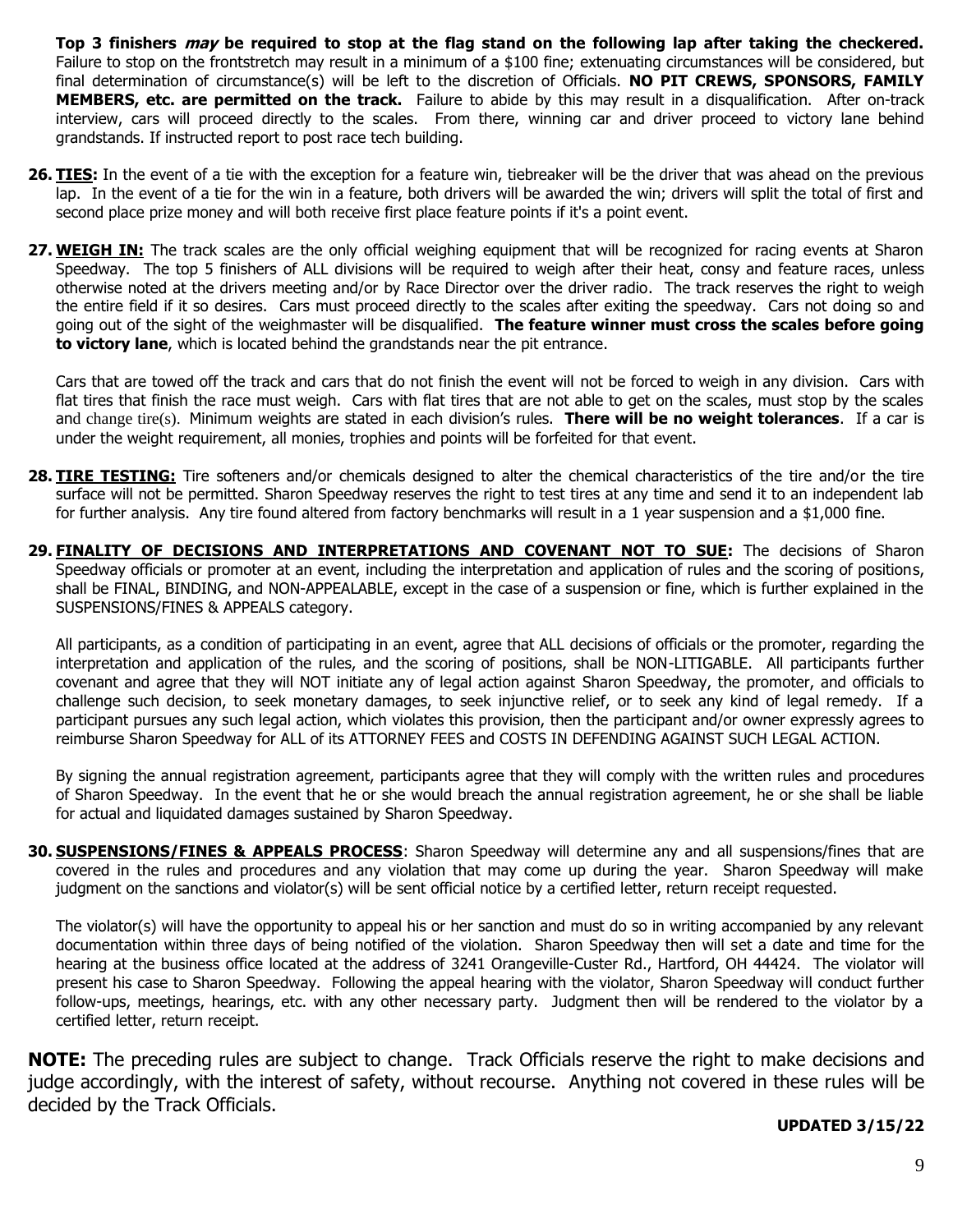**Top 3 finishers *may* be required to stop at the flag stand on the following lap after taking the checkered.** Failure to stop on the frontstretch may result in a minimum of a $100 fine; extenuating circumstances will be considered, but final determination of circumstance(s) will be left to the discretion of Officials. **NO PIT CREWS, SPONSORS, FAMILY MEMBERS, etc. are permitted on the track.** Failure to abide by this may result in a disqualification. After on-track interview, cars will proceed directly to the scales. From there, winning car and driver proceed to victory lane behind grandstands. If instructed report to post race tech building.

**26. TIES:** In the event of a tie with the exception for a feature win, tiebreaker will be the driver that was ahead on the previous lap. In the event of a tie for the win in a feature, both drivers will be awarded the win; drivers will split the total of first and second place prize money and will both receive first place feature points if it's a point event.

**27. WEIGH IN:** The track scales are the only official weighing equipment that will be recognized for racing events at Sharon Speedway. The top 5 finishers of ALL divisions will be required to weigh after their heat, consy and feature races, unless otherwise noted at the drivers meeting and/or by Race Director over the driver radio. The track reserves the right to weigh the entire field if it so desires. Cars must proceed directly to the scales after exiting the speedway. Cars not doing so and going out of the sight of the weighmaster will be disqualified. **The feature winner must cross the scales before going to victory lane**, which is located behind the grandstands near the pit entrance.

Cars that are towed off the track and cars that do not finish the event will not be forced to weigh in any division. Cars with flat tires that finish the race must weigh. Cars with flat tires that are not able to get on the scales, must stop by the scales and change tire(s). Minimum weights are stated in each division's rules. **There will be no weight tolerances**. If a car is under the weight requirement, all monies, trophies and points will be forfeited for that event.

**28. TIRE TESTING:** Tire softeners and/or chemicals designed to alter the chemical characteristics of the tire and/or the tire surface will not be permitted. Sharon Speedway reserves the right to test tires at any time and send it to an independent lab for further analysis. Any tire found altered from factory benchmarks will result in a 1 year suspension and a $1,000 fine.

**29. FINALITY OF DECISIONS AND INTERPRETATIONS AND COVENANT NOT TO SUE:** The decisions of Sharon Speedway officials or promoter at an event, including the interpretation and application of rules and the scoring of positions, shall be FINAL, BINDING, and NON-APPEALABLE, except in the case of a suspension or fine, which is further explained in the SUSPENSIONS/FINES & APPEALS category.

All participants, as a condition of participating in an event, agree that ALL decisions of officials or the promoter, regarding the interpretation and application of the rules, and the scoring of positions, shall be NON-LITIGABLE. All participants further covenant and agree that they will NOT initiate any of legal action against Sharon Speedway, the promoter, and officials to challenge such decision, to seek monetary damages, to seek injunctive relief, or to seek any kind of legal remedy. If a participant pursues any such legal action, which violates this provision, then the participant and/or owner expressly agrees to reimburse Sharon Speedway for ALL of its ATTORNEY FEES and COSTS IN DEFENDING AGAINST SUCH LEGAL ACTION.

By signing the annual registration agreement, participants agree that they will comply with the written rules and procedures of Sharon Speedway. In the event that he or she would breach the annual registration agreement, he or she shall be liable for actual and liquidated damages sustained by Sharon Speedway.

**30. SUSPENSIONS/FINES & APPEALS PROCESS**: Sharon Speedway will determine any and all suspensions/fines that are covered in the rules and procedures and any violation that may come up during the year. Sharon Speedway will make judgment on the sanctions and violator(s) will be sent official notice by a certified letter, return receipt requested.

The violator(s) will have the opportunity to appeal his or her sanction and must do so in writing accompanied by any relevant documentation within three days of being notified of the violation. Sharon Speedway then will set a date and time for the hearing at the business office located at the address of 3241 Orangeville-Custer Rd., Hartford, OH 44424. The violator will present his case to Sharon Speedway. Following the appeal hearing with the violator, Sharon Speedway will conduct further follow-ups, meetings, hearings, etc. with any other necessary party. Judgment then will be rendered to the violator by a certified letter, return receipt.

**NOTE:** The preceding rules are subject to change. Track Officials reserve the right to make decisions and judge accordingly, with the interest of safety, without recourse. Anything not covered in these rules will be decided by the Track Officials.

**UPDATED 3/15/22**